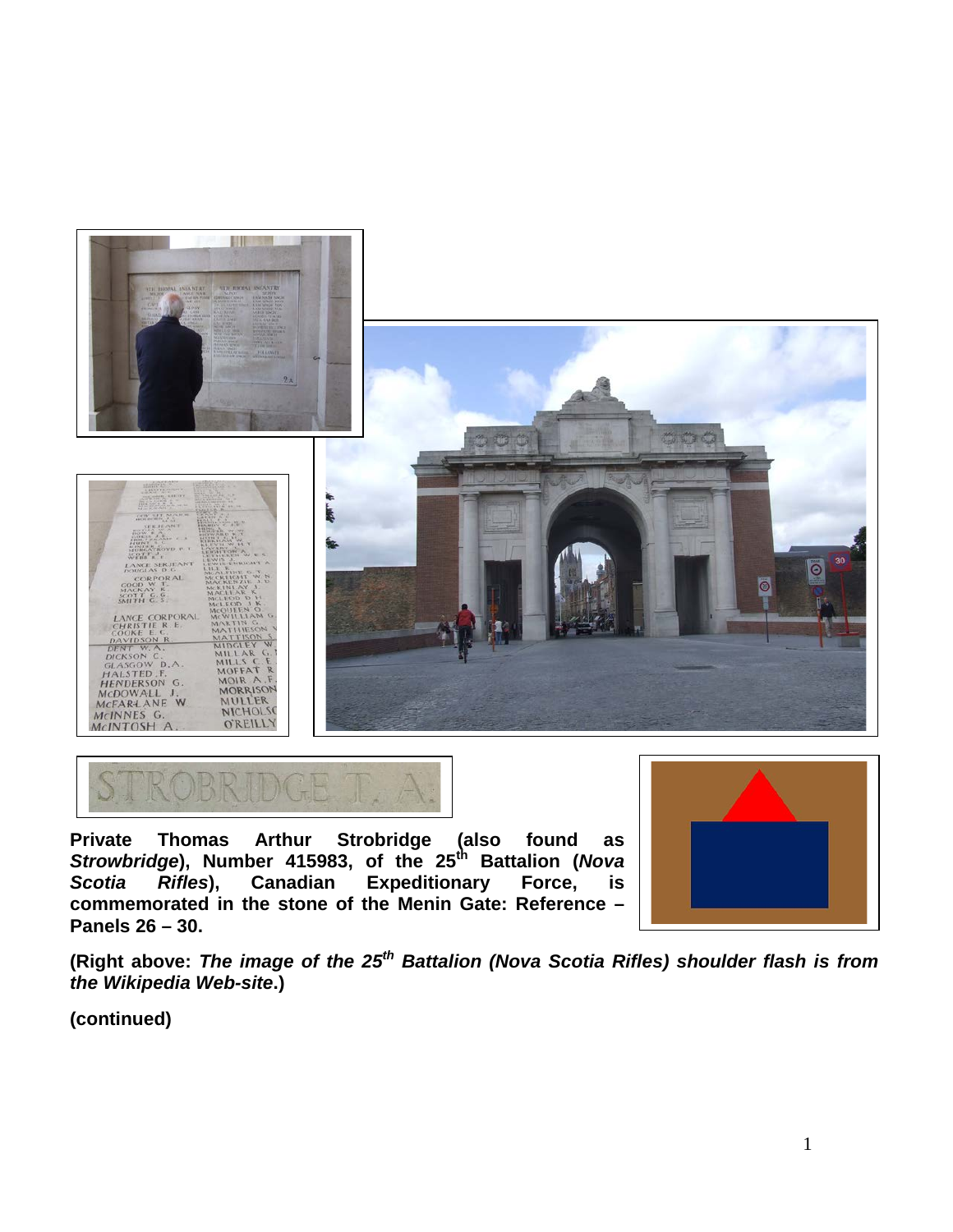**Private Thomas Arthur Strobridge (also found as *Strowbridge*), Number 415983, of the 25th Battalion (*Nova Scotia Rifles*), Canadian Expeditionary Force, is commemorated in the stone of the Menin Gate: Reference – Panels 26 – 30.**

**(Right above: *The image of the 25th Battalion (Nova Scotia Rifles) shoulder flash is from the Wikipedia Web-site*.)**

**(continued)**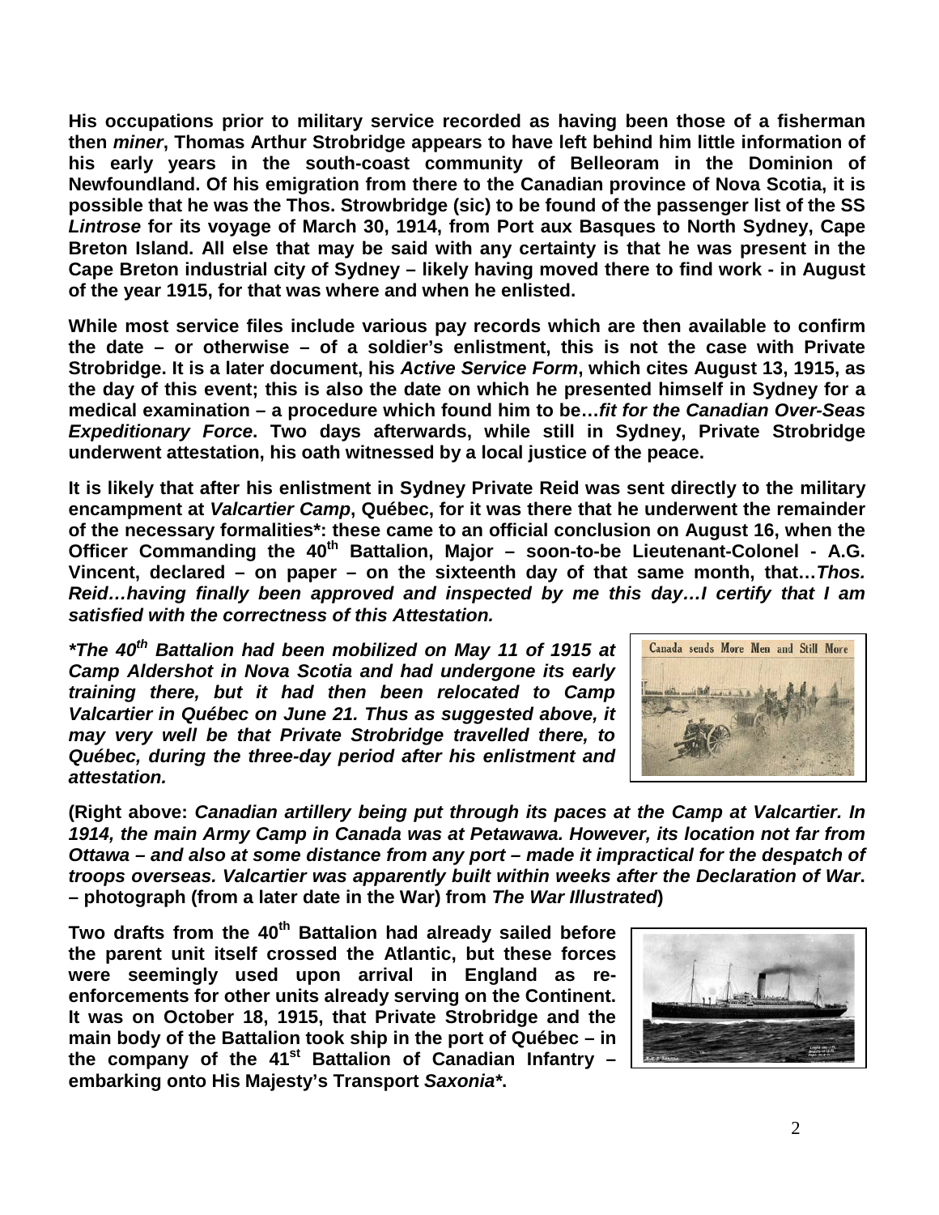**His occupations prior to military service recorded as having been those of a fisherman then *miner*, Thomas Arthur Strobridge appears to have left behind him little information of his early years in the south-coast community of Belleoram in the Dominion of Newfoundland. Of his emigration from there to the Canadian province of Nova Scotia, it is possible that he was the Thos. Strowbridge (sic) to be found of the passenger list of the SS *Lintrose* for its voyage of March 30, 1914, from Port aux Basques to North Sydney, Cape Breton Island. All else that may be said with any certainty is that he was present in the Cape Breton industrial city of Sydney – likely having moved there to find work - in August of the year 1915, for that was where and when he enlisted.**

**While most service files include various pay records which are then available to confirm the date – or otherwise – of a soldier's enlistment, this is not the case with Private Strobridge. It is a later document, his *Active Service Form*, which cites August 13, 1915, as the day of this event; this is also the date on which he presented himself in Sydney for a medical examination – a procedure which found him to be…*fit for the Canadian Over-Seas Expeditionary Force*. Two days afterwards, while still in Sydney, Private Strobridge underwent attestation, his oath witnessed by a local justice of the peace.**

**It is likely that after his enlistment in Sydney Private Reid was sent directly to the military encampment at *Valcartier Camp*, Québec, for it was there that he underwent the remainder of the necessary formalities\*: these came to an official conclusion on August 16, when the Officer Commanding the 40th Battalion, Major – soon-to-be Lieutenant-Colonel - A.G. Vincent, declared – on paper – on the sixteenth day of that same month, that…*Thos. Reid…having finally been approved and inspected by me this day…I certify that I am satisfied with the correctness of this Attestation.***

***\*The 40th Battalion had been mobilized on May 11 of 1915 at Camp Aldershot in Nova Scotia and had undergone its early training there, but it had then been relocated to Camp Valcartier in Québec on June 21. Thus as suggested above, it may very well be that Private Strobridge travelled there, to Québec, during the three-day period after his enlistment and attestation.***

**(Right above: *Canadian artillery being put through its paces at the Camp at Valcartier. In 1914, the main Army Camp in Canada was at Petawawa. However, its location not far from Ottawa – and also at some distance from any port – made it impractical for the despatch of troops overseas. Valcartier was apparently built within weeks after the Declaration of War*. – photograph (from a later date in the War) from *The War Illustrated*)**

**Two drafts from the 40th Battalion had already sailed before the parent unit itself crossed the Atlantic, but these forces were seemingly used upon arrival in England as re-enforcements for other units already serving on the Continent. It was on October 18, 1915, that Private Strobridge and the main body of the Battalion took ship in the port of Québec – in the company of the 41st Battalion of Canadian Infantry – embarking onto His Majesty's Transport *Saxonia*\*.**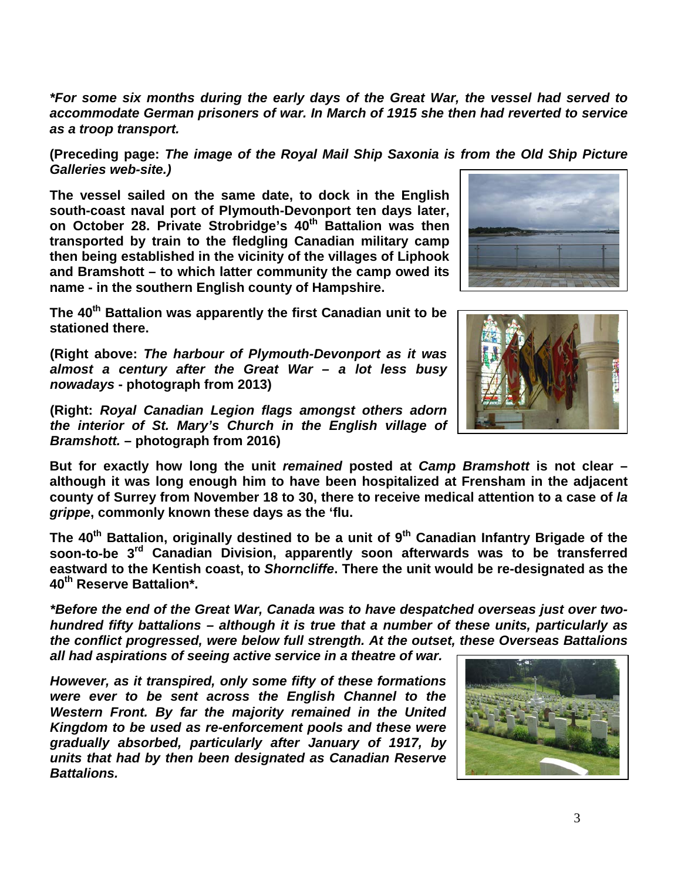***For some six months during the early days of the Great War, the vessel had served to accommodate German prisoners of war. In March of 1915 she then had reverted to service as a troop transport.***

**(Preceding page: *The image of the Royal Mail Ship Saxonia is from the Old Ship Picture Galleries web-site.*)**

**The vessel sailed on the same date, to dock in the English south-coast naval port of Plymouth-Devonport ten days later, on October 28. Private Strobridge's 40th Battalion was then transported by train to the fledgling Canadian military camp then being established in the vicinity of the villages of Liphook and Bramshott – to which latter community the camp owed its name - in the southern English county of Hampshire.**

**The 40th Battalion was apparently the first Canadian unit to be stationed there.**

**(Right above: *The harbour of Plymouth-Devonport as it was almost a century after the Great War – a lot less busy nowadays* - photograph from 2013)**

**(Right: *Royal Canadian Legion flags amongst others adorn the interior of St. Mary's Church in the English village of Bramshott.* – photograph from 2016)**

**But for exactly how long the unit *remained* posted at *Camp Bramshott* is not clear – although it was long enough him to have been hospitalized at Frensham in the adjacent county of Surrey from November 18 to 30, there to receive medical attention to a case of *la grippe*, commonly known these days as the 'flu.**

**The 40th Battalion, originally destined to be a unit of 9th Canadian Infantry Brigade of the soon-to-be 3rd Canadian Division, apparently soon afterwards was to be transferred eastward to the Kentish coast, to *Shorncliffe*. There the unit would be re-designated as the 40th Reserve Battalion*.**

***\*Before the end of the Great War, Canada was to have despatched overseas just over two-hundred fifty battalions – although it is true that a number of these units, particularly as the conflict progressed, were below full strength. At the outset, these Overseas Battalions all had aspirations of seeing active service in a theatre of war.***

***However, as it transpired, only some fifty of these formations were ever to be sent across the English Channel to the Western Front. By far the majority remained in the United Kingdom to be used as re-enforcement pools and these were gradually absorbed, particularly after January of 1917, by units that had by then been designated as Canadian Reserve Battalions.***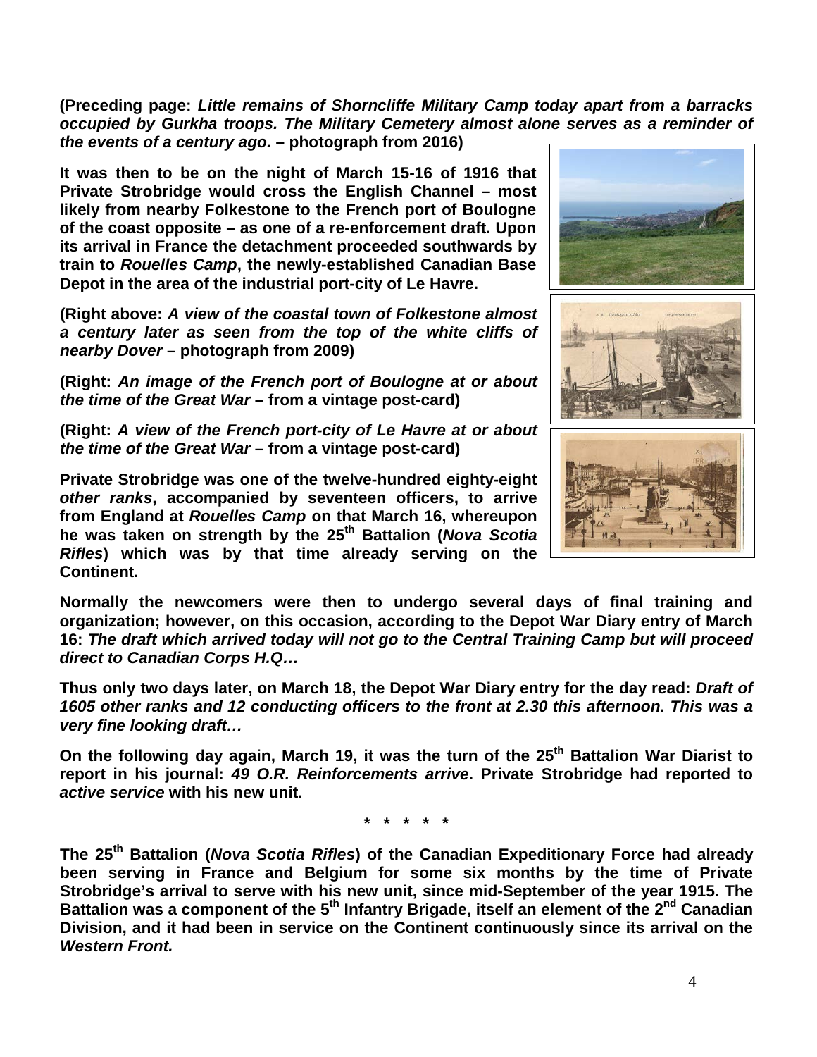**(Preceding page: *Little remains of Shorncliffe Military Camp today apart from a barracks occupied by Gurkha troops. The Military Cemetery almost alone serves as a reminder of the events of a century ago.* – photograph from 2016)**

**It was then to be on the night of March 15-16 of 1916 that Private Strobridge would cross the English Channel – most likely from nearby Folkestone to the French port of Boulogne of the coast opposite – as one of a re-enforcement draft. Upon its arrival in France the detachment proceeded southwards by train to *Rouelles Camp*, the newly-established Canadian Base Depot in the area of the industrial port-city of Le Havre.**

**(Right above: *A view of the coastal town of Folkestone almost a century later as seen from the top of the white cliffs of nearby Dover* – photograph from 2009)**

**(Right: *An image of the French port of Boulogne at or about the time of the Great War* – from a vintage post-card)**

**(Right: *A view of the French port-city of Le Havre at or about the time of the Great War* – from a vintage post-card)**

**Private Strobridge was one of the twelve-hundred eighty-eight *other ranks*, accompanied by seventeen officers, to arrive from England at *Rouelles Camp* on that March 16, whereupon he was taken on strength by the 25th Battalion (*Nova Scotia Rifles*) which was by that time already serving on the Continent.**

**Normally the newcomers were then to undergo several days of final training and organization; however, on this occasion, according to the Depot War Diary entry of March 16: *The draft which arrived today will not go to the Central Training Camp but will proceed direct to Canadian Corps H.Q…***

**Thus only two days later, on March 18, the Depot War Diary entry for the day read: *Draft of 1605 other ranks and 12 conducting officers to the front at 2.30 this afternoon. This was a very fine looking draft…***

**On the following day again, March 19, it was the turn of the 25th Battalion War Diarist to report in his journal: *49 O.R. Reinforcements arrive*. Private Strobridge had reported to *active service* with his new unit.**

**\* \* \* \* \***

**The 25th Battalion (*Nova Scotia Rifles*) of the Canadian Expeditionary Force had already been serving in France and Belgium for some six months by the time of Private Strobridge's arrival to serve with his new unit, since mid-September of the year 1915. The Battalion was a component of the 5th Infantry Brigade, itself an element of the 2nd Canadian Division, and it had been in service on the Continent continuously since its arrival on the *Western Front.***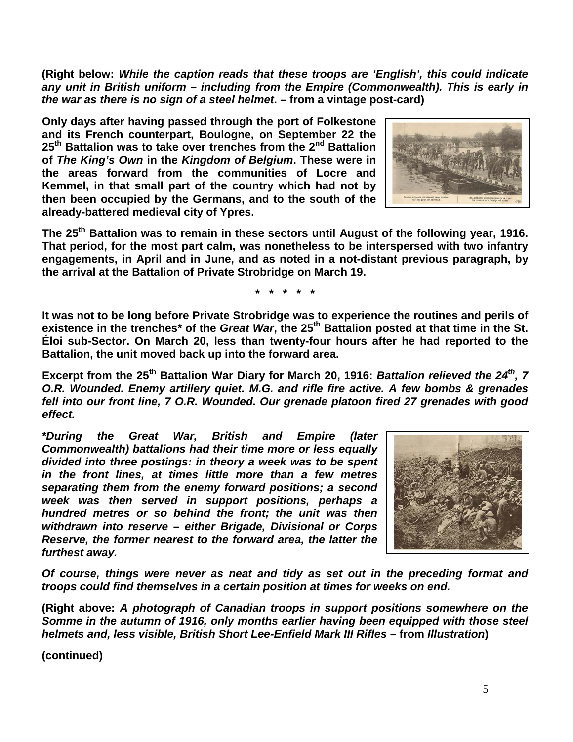**(Right below:** ***While the caption reads that these troops are 'English', this could indicate any unit in British uniform – including from the Empire (Commonwealth). This is early in the war as there is no sign of a steel helmet*****. – from a vintage post-card)**

**Only days after having passed through the port of Folkestone and its French counterpart, Boulogne, on September 22 the 25th Battalion was to take over trenches from the 2nd Battalion of *The King's Own* in the *Kingdom of Belgium*. These were in the areas forward from the communities of Locre and Kemmel, in that small part of the country which had not by then been occupied by the Germans, and to the south of the already-battered medieval city of Ypres.**

**The 25th Battalion was to remain in these sectors until August of the following year, 1916. That period, for the most part calm, was nonetheless to be interspersed with two infantry engagements, in April and in June, and as noted in a not-distant previous paragraph, by the arrival at the Battalion of Private Strobridge on March 19.**

**\* \* \* \* \***

**It was not to be long before Private Strobridge was to experience the routines and perils of existence in the trenches\* of the *Great War*, the 25th Battalion posted at that time in the St. Éloi sub-Sector. On March 20, less than twenty-four hours after he had reported to the Battalion, the unit moved back up into the forward area.**

**Excerpt from the 25th Battalion War Diary for March 20, 1916:** ***Battalion relieved the 24th, 7 O.R. Wounded. Enemy artillery quiet. M.G. and rifle fire active. A few bombs & grenades fell into our front line, 7 O.R. Wounded. Our grenade platoon fired 27 grenades with good effect.***

***\*During the Great War, British and Empire (later Commonwealth) battalions had their time more or less equally divided into three postings: in theory a week was to be spent in the front lines, at times little more than a few metres separating them from the enemy forward positions; a second week was then served in support positions, perhaps a hundred metres or so behind the front; the unit was then withdrawn into reserve – either Brigade, Divisional or Corps Reserve, the former nearest to the forward area, the latter the furthest away.***

***Of course, things were never as neat and tidy as set out in the preceding format and troops could find themselves in a certain position at times for weeks on end.***

**(Right above:** ***A photograph of Canadian troops in support positions somewhere on the Somme in the autumn of 1916, only months earlier having been equipped with those steel helmets and, less visible, British Short Lee-Enfield Mark III Rifles*** **– from *Illustration*)**

**(continued)**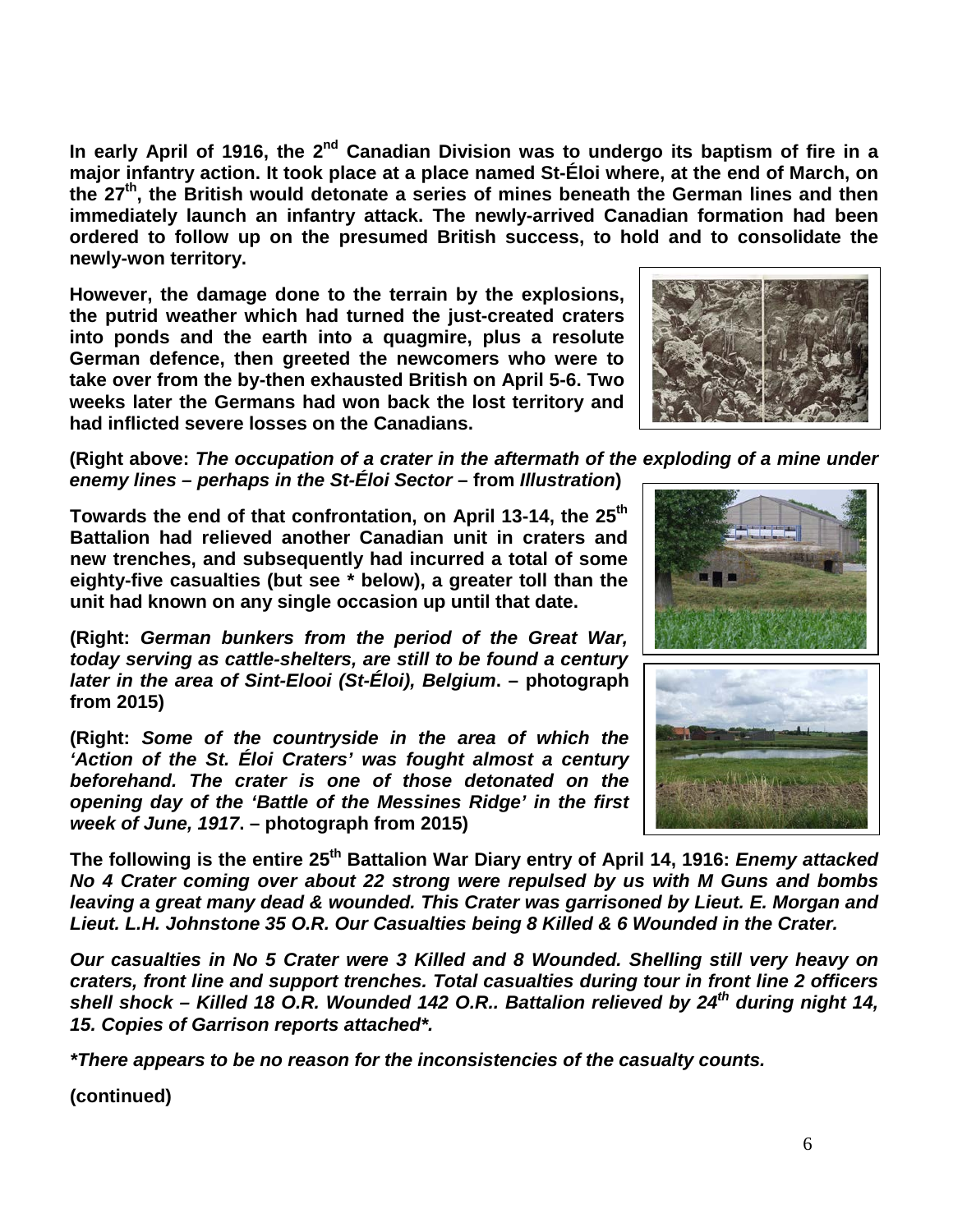**In early April of 1916, the 2nd Canadian Division was to undergo its baptism of fire in a major infantry action. It took place at a place named St-Éloi where, at the end of March, on the 27th, the British would detonate a series of mines beneath the German lines and then immediately launch an infantry attack. The newly-arrived Canadian formation had been ordered to follow up on the presumed British success, to hold and to consolidate the newly-won territory.**

**However, the damage done to the terrain by the explosions, the putrid weather which had turned the just-created craters into ponds and the earth into a quagmire, plus a resolute German defence, then greeted the newcomers who were to take over from the by-then exhausted British on April 5-6. Two weeks later the Germans had won back the lost territory and had inflicted severe losses on the Canadians.**

**(Right above: *The occupation of a crater in the aftermath of the exploding of a mine under enemy lines – perhaps in the St-Éloi Sector* – from *Illustration*)**

**Towards the end of that confrontation, on April 13-14, the 25th Battalion had relieved another Canadian unit in craters and new trenches, and subsequently had incurred a total of some eighty-five casualties (but see * below), a greater toll than the unit had known on any single occasion up until that date.**

**(Right: *German bunkers from the period of the Great War, today serving as cattle-shelters, are still to be found a century later in the area of Sint-Elooi (St-Éloi), Belgium*. – photograph from 2015)**

**(Right: *Some of the countryside in the area of which the 'Action of the St. Éloi Craters' was fought almost a century beforehand. The crater is one of those detonated on the opening day of the 'Battle of the Messines Ridge' in the first week of June, 1917*. – photograph from 2015)**

**The following is the entire 25th Battalion War Diary entry of April 14, 1916: *Enemy attacked No 4 Crater coming over about 22 strong were repulsed by us with M Guns and bombs leaving a great many dead & wounded. This Crater was garrisoned by Lieut. E. Morgan and Lieut. L.H. Johnstone 35 O.R. Our Casualties being 8 Killed & 6 Wounded in the Crater.***

***Our casualties in No 5 Crater were 3 Killed and 8 Wounded. Shelling still very heavy on craters, front line and support trenches. Total casualties during tour in front line 2 officers shell shock – Killed 18 O.R. Wounded 142 O.R.. Battalion relieved by 24th during night 14, 15. Copies of Garrison reports attached*.***

***\*There appears to be no reason for the inconsistencies of the casualty counts.***

**(continued)**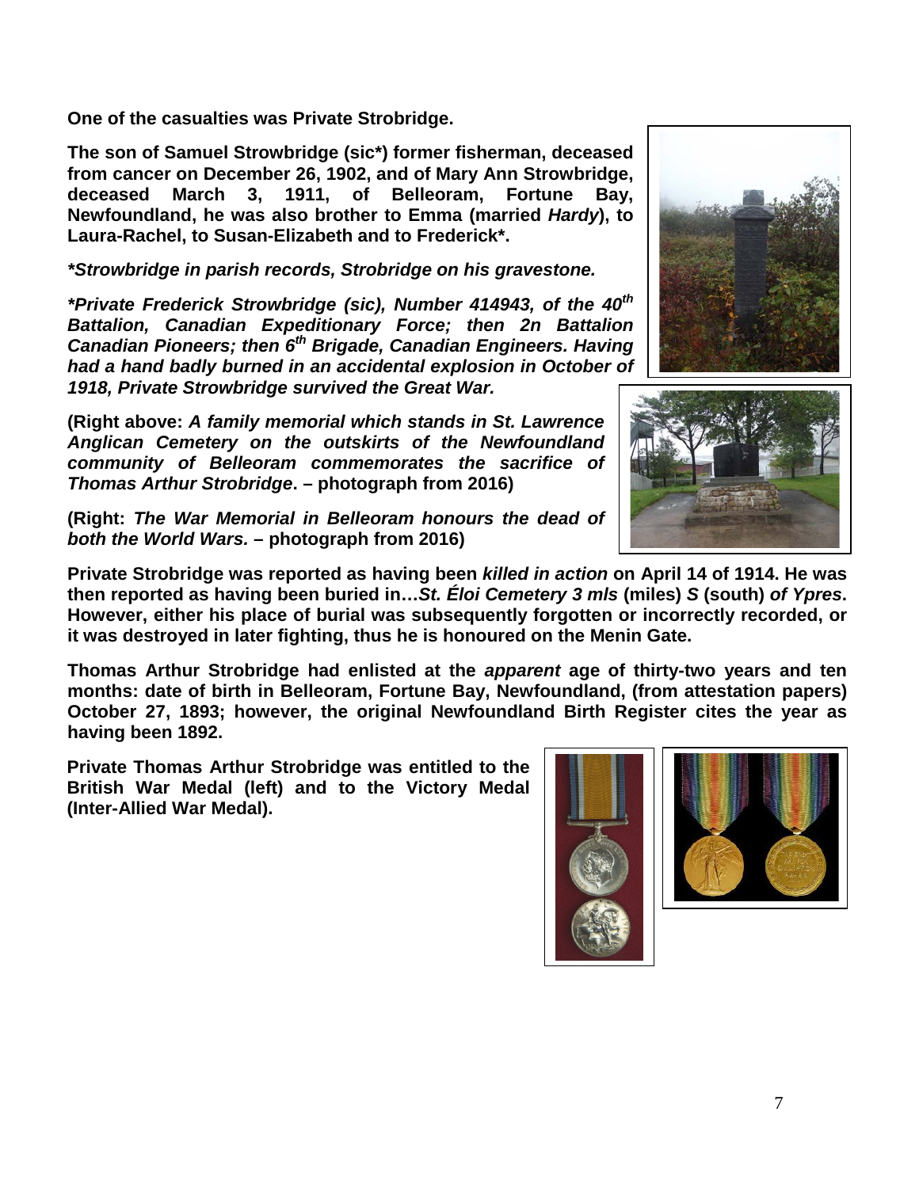**One of the casualties was Private Strobridge.**

**The son of Samuel Strowbridge (sic*) former fisherman, deceased from cancer on December 26, 1902, and of Mary Ann Strowbridge, deceased March 3, 1911, of Belleoram, Fortune Bay, Newfoundland, he was also brother to Emma (married *Hardy*), to Laura-Rachel, to Susan-Elizabeth and to Frederick*.**

***Strowbridge in parish records, Strobridge on his gravestone.***

***Private Frederick Strowbridge (sic), Number 414943, of the 40th Battalion, Canadian Expeditionary Force; then 2n Battalion Canadian Pioneers; then 6th Brigade, Canadian Engineers. Having had a hand badly burned in an accidental explosion in October of 1918, Private Strowbridge survived the Great War.***

**(Right above: *A family memorial which stands in St. Lawrence Anglican Cemetery on the outskirts of the Newfoundland community of Belleoram commemorates the sacrifice of Thomas Arthur Strobridge*. – photograph from 2016)**

**(Right: *The War Memorial in Belleoram honours the dead of both the World Wars.* – photograph from 2016)**

**Private Strobridge was reported as having been *killed in action* on April 14 of 1914. He was then reported as having been buried in…*St. Éloi Cemetery 3 mls* (miles) *S* (south) *of Ypres*. However, either his place of burial was subsequently forgotten or incorrectly recorded, or it was destroyed in later fighting, thus he is honoured on the Menin Gate.**

**Thomas Arthur Strobridge had enlisted at the *apparent* age of thirty-two years and ten months: date of birth in Belleoram, Fortune Bay, Newfoundland, (from attestation papers) October 27, 1893; however, the original Newfoundland Birth Register cites the year as having been 1892.**

**Private Thomas Arthur Strobridge was entitled to the British War Medal (left) and to the Victory Medal (Inter-Allied War Medal).**